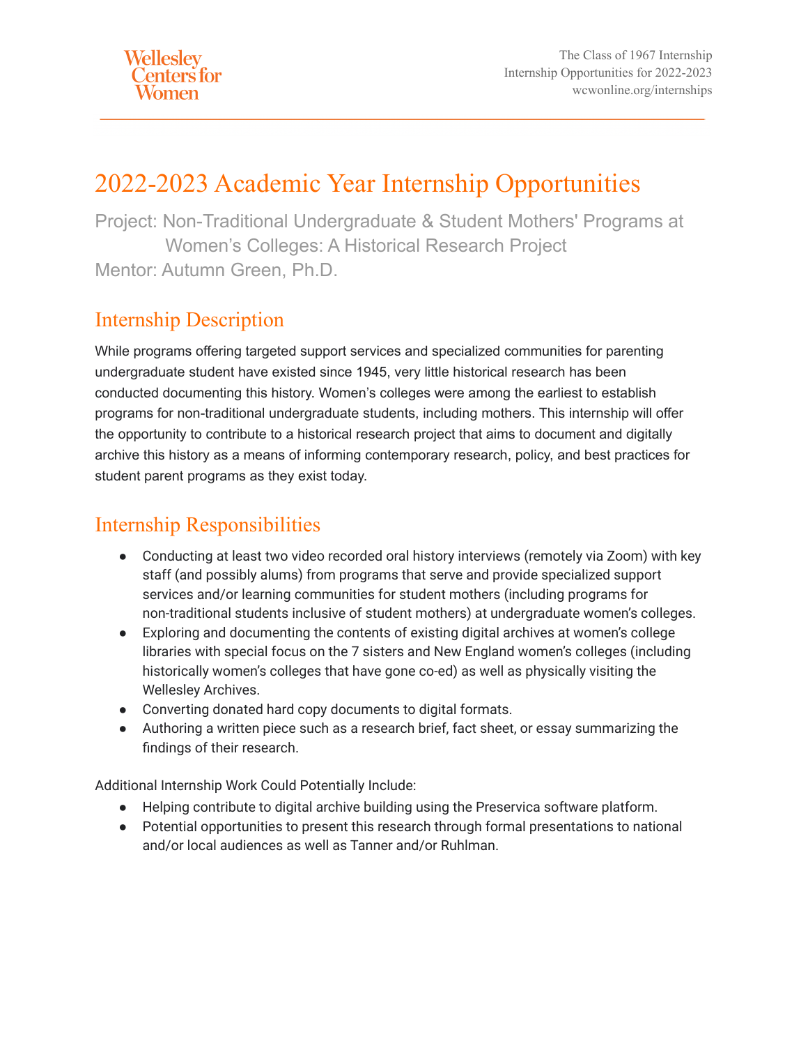# 2022-2023 Academic Year Internship Opportunities

Project: Non-Traditional Undergraduate & Student Mothers' Programs at Women's Colleges: A Historical Research Project

Mentor: Autumn Green, Ph.D.

## Internship Description

While programs offering targeted support services and specialized communities for parenting undergraduate student have existed since 1945, very little historical research has been conducted documenting this history. Women's colleges were among the earliest to establish programs for non-traditional undergraduate students, including mothers. This internship will offer the opportunity to contribute to a historical research project that aims to document and digitally archive this history as a means of informing contemporary research, policy, and best practices for student parent programs as they exist today.

## Internship Responsibilities

- Conducting at least two video recorded oral history interviews (remotely via Zoom) with key staff (and possibly alums) from programs that serve and provide specialized support services and/or learning communities for student mothers (including programs for non-traditional students inclusive of student mothers) at undergraduate women's colleges.
- Exploring and documenting the contents of existing digital archives at women's college libraries with special focus on the 7 sisters and New England women's colleges (including historically women's colleges that have gone co-ed) as well as physically visiting the Wellesley Archives.
- Converting donated hard copy documents to digital formats.
- Authoring a written piece such as a research brief, fact sheet, or essay summarizing the findings of their research.

Additional Internship Work Could Potentially Include:

- Helping contribute to digital archive building using the Preservica software platform.
- Potential opportunities to present this research through formal presentations to national and/or local audiences as well as Tanner and/or Ruhlman.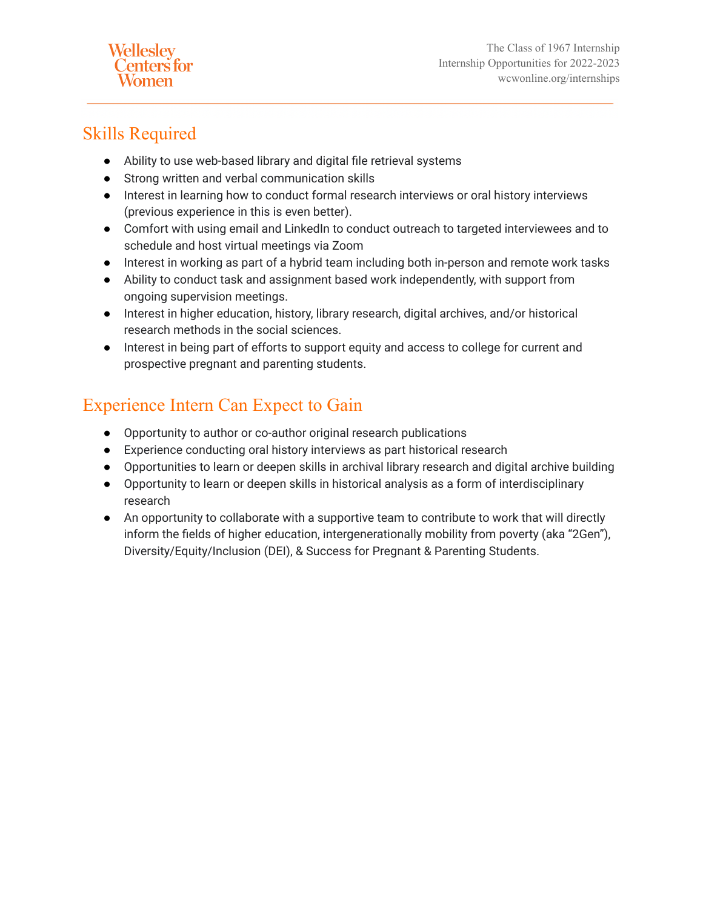## Skills Required

- Ability to use web-based library and digital file retrieval systems
- Strong written and verbal communication skills
- Interest in learning how to conduct formal research interviews or oral history interviews (previous experience in this is even better).
- Comfort with using email and LinkedIn to conduct outreach to targeted interviewees and to schedule and host virtual meetings via Zoom
- Interest in working as part of a hybrid team including both in-person and remote work tasks
- Ability to conduct task and assignment based work independently, with support from ongoing supervision meetings.
- Interest in higher education, history, library research, digital archives, and/or historical research methods in the social sciences.
- Interest in being part of efforts to support equity and access to college for current and prospective pregnant and parenting students.

## Experience Intern Can Expect to Gain

- Opportunity to author or co-author original research publications
- Experience conducting oral history interviews as part historical research
- Opportunities to learn or deepen skills in archival library research and digital archive building
- Opportunity to learn or deepen skills in historical analysis as a form of interdisciplinary research
- An opportunity to collaborate with a supportive team to contribute to work that will directly inform the fields of higher education, intergenerationally mobility from poverty (aka "2Gen"), Diversity/Equity/Inclusion (DEI), & Success for Pregnant & Parenting Students.